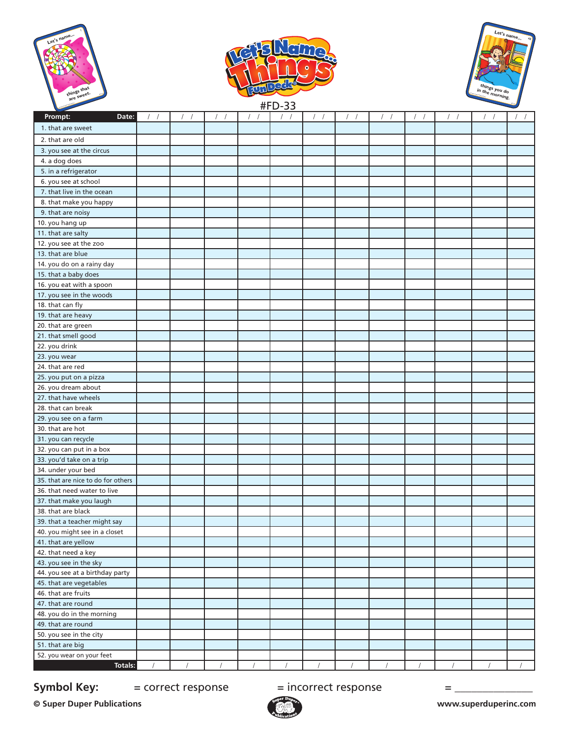# Let's Name... Things Fun Deck®

#FD-33

| Prompt: Date: | / / | / / | / / | / / | / / | / / | / / | / / | / / | / / | / / | / / |
|---|---|---|---|---|---|---|---|---|---|---|---|---|
| 1. that are sweet | | | | | | | | | | | | |
| 2. that are old | | | | | | | | | | | | |
| 3. you see at the circus | | | | | | | | | | | | |
| 4. a dog does | | | | | | | | | | | | |
| 5. in a refrigerator | | | | | | | | | | | | |
| 6. you see at school | | | | | | | | | | | | |
| 7. that live in the ocean | | | | | | | | | | | | |
| 8. that make you happy | | | | | | | | | | | | |
| 9. that are noisy | | | | | | | | | | | | |
| 10. you hang up | | | | | | | | | | | | |
| 11. that are salty | | | | | | | | | | | | |
| 12. you see at the zoo | | | | | | | | | | | | |
| 13. that are blue | | | | | | | | | | | | |
| 14. you do on a rainy day | | | | | | | | | | | | |
| 15. that a baby does | | | | | | | | | | | | |
| 16. you eat with a spoon | | | | | | | | | | | | |
| 17. you see in the woods | | | | | | | | | | | | |
| 18. that can fly | | | | | | | | | | | | |
| 19. that are heavy | | | | | | | | | | | | |
| 20. that are green | | | | | | | | | | | | |
| 21. that smell good | | | | | | | | | | | | |
| 22. you drink | | | | | | | | | | | | |
| 23. you wear | | | | | | | | | | | | |
| 24. that are red | | | | | | | | | | | | |
| 25. you put on a pizza | | | | | | | | | | | | |
| 26. you dream about | | | | | | | | | | | | |
| 27. that have wheels | | | | | | | | | | | | |
| 28. that can break | | | | | | | | | | | | |
| 29. you see on a farm | | | | | | | | | | | | |
| 30. that are hot | | | | | | | | | | | | |
| 31. you can recycle | | | | | | | | | | | | |
| 32. you can put in a box | | | | | | | | | | | | |
| 33. you'd take on a trip | | | | | | | | | | | | |
| 34. under your bed | | | | | | | | | | | | |
| 35. that are nice to do for others | | | | | | | | | | | | |
| 36. that need water to live | | | | | | | | | | | | |
| 37. that make you laugh | | | | | | | | | | | | |
| 38. that are black | | | | | | | | | | | | |
| 39. that a teacher might say | | | | | | | | | | | | |
| 40. you might see in a closet | | | | | | | | | | | | |
| 41. that are yellow | | | | | | | | | | | | |
| 42. that need a key | | | | | | | | | | | | |
| 43. you see in the sky | | | | | | | | | | | | |
| 44. you see at a birthday party | | | | | | | | | | | | |
| 45. that are vegetables | | | | | | | | | | | | |
| 46. that are fruits | | | | | | | | | | | | |
| 47. that are round | | | | | | | | | | | | |
| 48. you do in the morning | | | | | | | | | | | | |
| 49. that are round | | | | | | | | | | | | |
| 50. you see in the city | | | | | | | | | | | | |
| 51. that are big | | | | | | | | | | | | |
| 52. you wear on your feet | | | | | | | | | | | | |
| Totals: | / | / | / | / | / | / | / | / | / | / | / | / |

**Symbol Key:** = correct response = incorrect response = _______________

**© Super Duper Publications** www.superduperinc.com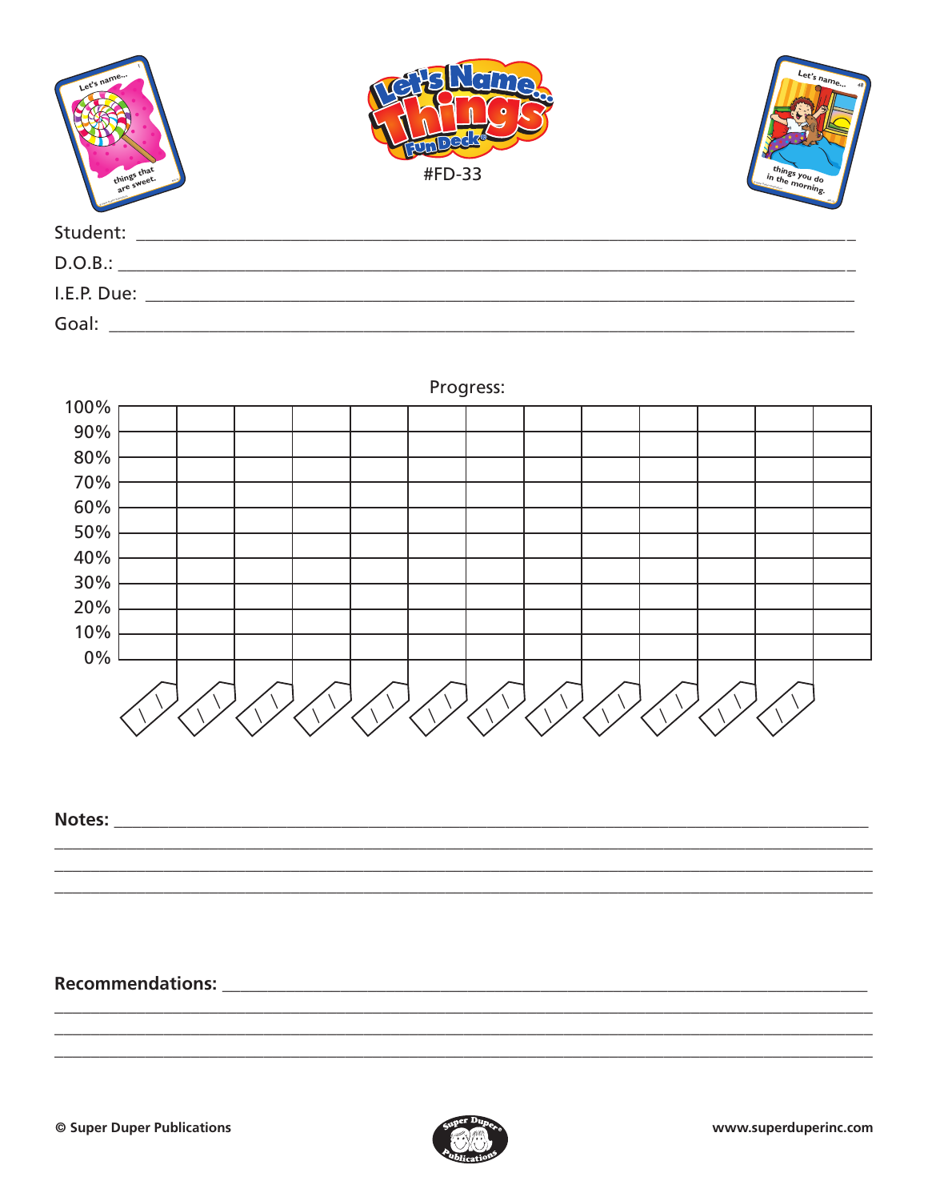#FD-33

Student: ___________________________________________

D.O.B.: ___________________________________________

I.E.P. Due: ___________________________________________

Goal: ___________________________________________

Progress:

100%
90%
80%
70%
60%
50%
40%
30%
20%
10%
0%

**Notes:** ___________________________________________

___________________________________________

___________________________________________

___________________________________________

**Recommendations:** ___________________________________________

___________________________________________

___________________________________________

___________________________________________

**© Super Duper Publications** **www.superduperinc.com**